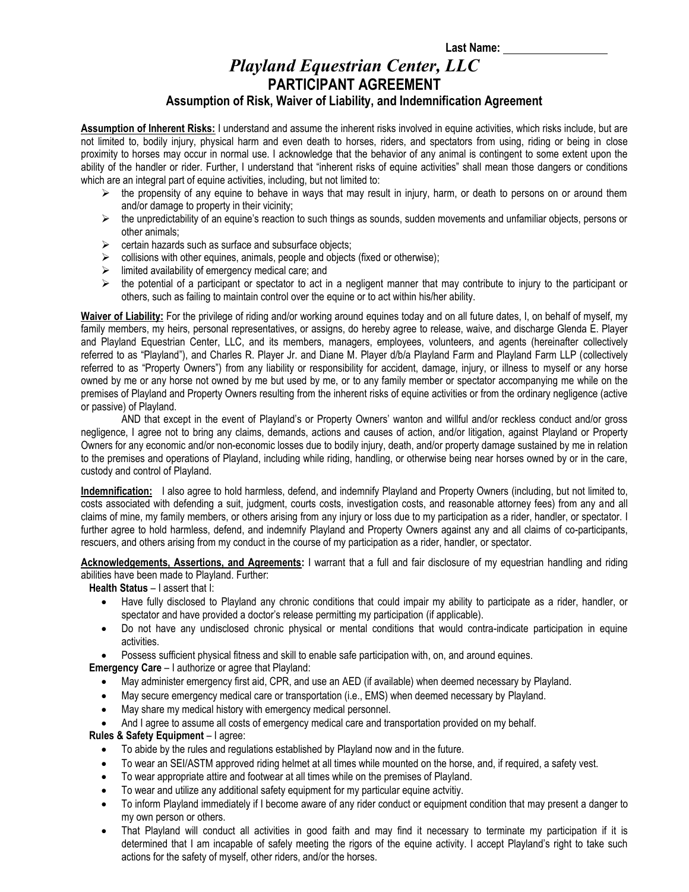**Last Name:** ______________

# *Playland Equestrian Center, LLC*

## PARTICIPANT AGREEMENT

### Assumption of Risk, Waiver of Liability, and Indemnification Agreement

**Assumption of Inherent Risks:** I understand and assume the inherent risks involved in equine activities, which risks include, but are not limited to, bodily injury, physical harm and even death to horses, riders, and spectators from using, riding or being in close proximity to horses may occur in normal use. I acknowledge that the behavior of any animal is contingent to some extent upon the ability of the handler or rider. Further, I understand that "inherent risks of equine activities" shall mean those dangers or conditions which are an integral part of equine activities, including, but not limited to:

- the propensity of any equine to behave in ways that may result in injury, harm, or death to persons on or around them and/or damage to property in their vicinity;
- the unpredictability of an equine's reaction to such things as sounds, sudden movements and unfamiliar objects, persons or other animals;
- certain hazards such as surface and subsurface objects;
- collisions with other equines, animals, people and objects (fixed or otherwise);
- limited availability of emergency medical care; and
- the potential of a participant or spectator to act in a negligent manner that may contribute to injury to the participant or others, such as failing to maintain control over the equine or to act within his/her ability.

**Waiver of Liability:** For the privilege of riding and/or working around equines today and on all future dates, I, on behalf of myself, my family members, my heirs, personal representatives, or assigns, do hereby agree to release, waive, and discharge Glenda E. Player and Playland Equestrian Center, LLC, and its members, managers, employees, volunteers, and agents (hereinafter collectively referred to as "Playland"), and Charles R. Player Jr. and Diane M. Player d/b/a Playland Farm and Playland Farm LLP (collectively referred to as "Property Owners") from any liability or responsibility for accident, damage, injury, or illness to myself or any horse owned by me or any horse not owned by me but used by me, or to any family member or spectator accompanying me while on the premises of Playland and Property Owners resulting from the inherent risks of equine activities or from the ordinary negligence (active or passive) of Playland.

AND that except in the event of Playland's or Property Owners' wanton and willful and/or reckless conduct and/or gross negligence, I agree not to bring any claims, demands, actions and causes of action, and/or litigation, against Playland or Property Owners for any economic and/or non-economic losses due to bodily injury, death, and/or property damage sustained by me in relation to the premises and operations of Playland, including while riding, handling, or otherwise being near horses owned by or in the care, custody and control of Playland.

**Indemnification:** I also agree to hold harmless, defend, and indemnify Playland and Property Owners (including, but not limited to, costs associated with defending a suit, judgment, courts costs, investigation costs, and reasonable attorney fees) from any and all claims of mine, my family members, or others arising from any injury or loss due to my participation as a rider, handler, or spectator. I further agree to hold harmless, defend, and indemnify Playland and Property Owners against any and all claims of co-participants, rescuers, and others arising from my conduct in the course of my participation as a rider, handler, or spectator.

**Acknowledgements, Assertions, and Agreements:** I warrant that a full and fair disclosure of my equestrian handling and riding abilities have been made to Playland. Further:

**Health Status** – I assert that I:

- Have fully disclosed to Playland any chronic conditions that could impair my ability to participate as a rider, handler, or spectator and have provided a doctor's release permitting my participation (if applicable).
- Do not have any undisclosed chronic physical or mental conditions that would contra-indicate participation in equine activities.
- Possess sufficient physical fitness and skill to enable safe participation with, on, and around equines.

**Emergency Care** – I authorize or agree that Playland:

- May administer emergency first aid, CPR, and use an AED (if available) when deemed necessary by Playland.
- May secure emergency medical care or transportation (i.e., EMS) when deemed necessary by Playland.
- May share my medical history with emergency medical personnel.
- And I agree to assume all costs of emergency medical care and transportation provided on my behalf.

**Rules & Safety Equipment** – I agree:

- To abide by the rules and regulations established by Playland now and in the future.
- To wear an SEI/ASTM approved riding helmet at all times while mounted on the horse, and, if required, a safety vest.
- To wear appropriate attire and footwear at all times while on the premises of Playland.
- To wear and utilize any additional safety equipment for my particular equine actvitiy.
- To inform Playland immediately if I become aware of any rider conduct or equipment condition that may present a danger to my own person or others.
- That Playland will conduct all activities in good faith and may find it necessary to terminate my participation if it is determined that I am incapable of safely meeting the rigors of the equine activity. I accept Playland's right to take such actions for the safety of myself, other riders, and/or the horses.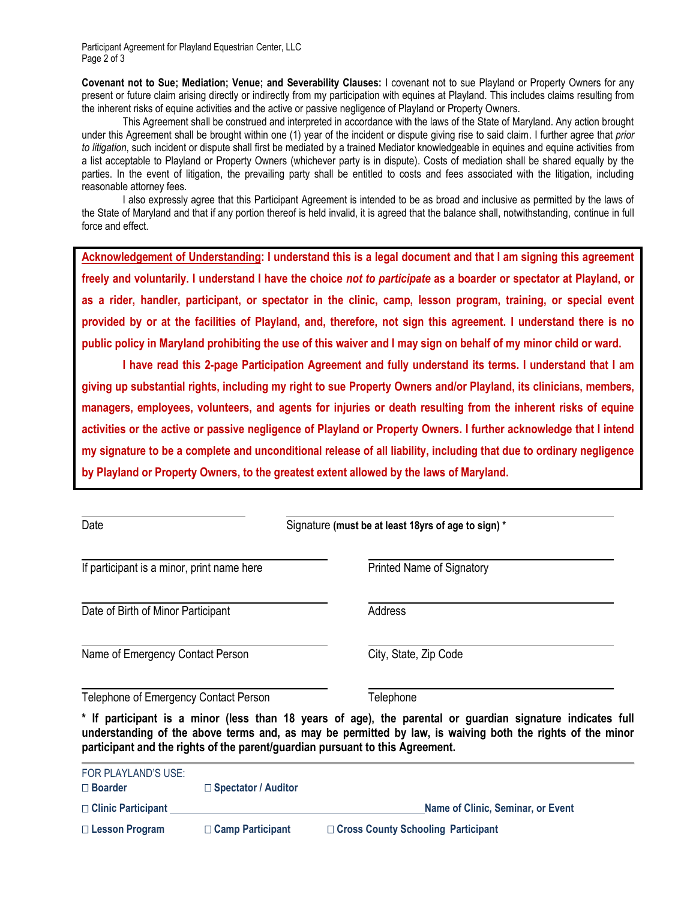**Covenant not to Sue; Mediation; Venue; and Severability Clauses:** I covenant not to sue Playland or Property Owners for any present or future claim arising directly or indirectly from my participation with equines at Playland. This includes claims resulting from the inherent risks of equine activities and the active or passive negligence of Playland or Property Owners.

This Agreement shall be construed and interpreted in accordance with the laws of the State of Maryland. Any action brought under this Agreement shall be brought within one (1) year of the incident or dispute giving rise to said claim. I further agree that *prior to litigation*, such incident or dispute shall first be mediated by a trained Mediator knowledgeable in equines and equine activities from a list acceptable to Playland or Property Owners (whichever party is in dispute). Costs of mediation shall be shared equally by the parties. In the event of litigation, the prevailing party shall be entitled to costs and fees associated with the litigation, including reasonable attorney fees.

I also expressly agree that this Participant Agreement is intended to be as broad and inclusive as permitted by the laws of the State of Maryland and that if any portion thereof is held invalid, it is agreed that the balance shall, notwithstanding, continue in full force and effect.

**Acknowledgement of Understanding: I understand this is a legal document and that I am signing this agreement freely and voluntarily. I understand I have the choice *not to participate* as a boarder or spectator at Playland, or as a rider, handler, participant, or spectator in the clinic, camp, lesson program, training, or special event provided by or at the facilities of Playland, and, therefore, not sign this agreement. I understand there is no public policy in Maryland prohibiting the use of this waiver and I may sign on behalf of my minor child or ward.**

**I have read this 2-page Participation Agreement and fully understand its terms. I understand that I am giving up substantial rights, including my right to sue Property Owners and/or Playland, its clinicians, members, managers, employees, volunteers, and agents for injuries or death resulting from the inherent risks of equine activities or the active or passive negligence of Playland or Property Owners. I further acknowledge that I intend my signature to be a complete and unconditional release of all liability, including that due to ordinary negligence by Playland or Property Owners, to the greatest extent allowed by the laws of Maryland.**

_______________________ Date

_______________________ Signature **(must be at least 18yrs of age to sign) ***

_______________________ If participant is a minor, print name here

_______________________ Printed Name of Signatory

_______________________ Date of Birth of Minor Participant

_______________________ Address

_______________________ Name of Emergency Contact Person

_______________________ City, State, Zip Code

_______________________ Telephone of Emergency Contact Person

_______________________ Telephone

**\* If participant is a minor (less than 18 years of age), the parental or guardian signature indicates full understanding of the above terms and, as may be permitted by law, is waiving both the rights of the minor participant and the rights of the parent/guardian pursuant to this Agreement.**

FOR PLAYLAND'S USE:

☐ **Boarder** ☐ **Spectator / Auditor**

☐ **Clinic Participant** _______________________ **Name of Clinic, Seminar, or Event**

☐ **Lesson Program** ☐ **Camp Participant** ☐ **Cross County Schooling Participant**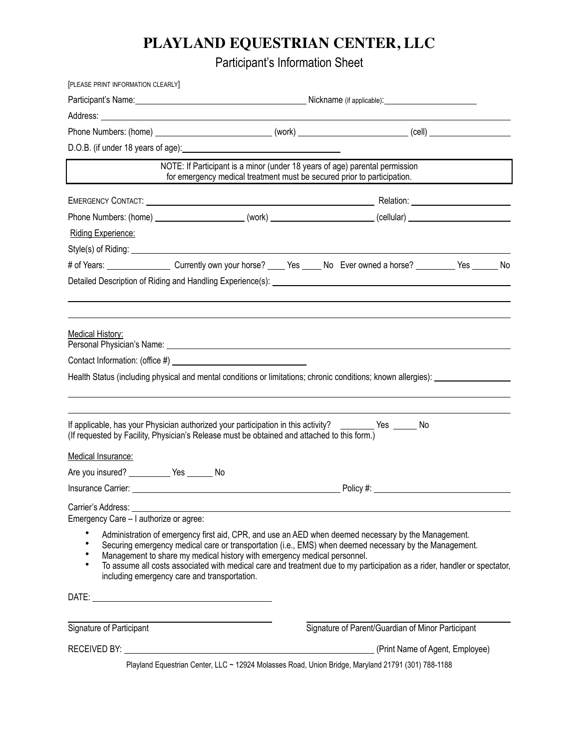# PLAYLAND EQUESTRIAN CENTER, LLC

## Participant's Information Sheet

[PLEASE PRINT INFORMATION CLEARLY]

Participant's Name: ______________________________ Nickname (if applicable): ____________________

Address: ____________________________________________________________

Phone Numbers: (home) ____________________ (work) ____________________ (cell) ____________________

D.O.B. (if under 18 years of age): ____________________

> NOTE: If Participant is a minor (under 18 years of age) parental permission for emergency medical treatment must be secured prior to participation.

EMERGENCY CONTACT: ______________________________ Relation: ____________________

Phone Numbers: (home) ____________________ (work) ____________________ (cellular) ____________________

Riding Experience:

Style(s) of Riding: ____________________________________________________________

# of Years: ____________ Currently own your horse? ____ Yes ____ No Ever owned a horse? ________ Yes ______ No

Detailed Description of Riding and Handling Experience(s): ____________________________________________________________

____________________________________________________________

____________________________________________________________

Medical History:

Personal Physician's Name: ____________________________________________________________

Contact Information: (office #) ______________________________

Health Status (including physical and mental conditions or limitations; chronic conditions; known allergies): ____________________

____________________________________________________________

____________________________________________________________

If applicable, has your Physician authorized your participation in this activity? ________ Yes ______ No
(If requested by Facility, Physician's Release must be obtained and attached to this form.)

Medical Insurance:

Are you insured? __________ Yes ______ No

Insurance Carrier: ______________________________ Policy #: ______________________________

Carrier's Address: ____________________________________________________________

Emergency Care – I authorize or agree:

- Administration of emergency first aid, CPR, and use an AED when deemed necessary by the Management.
- Securing emergency medical care or transportation (i.e., EMS) when deemed necessary by the Management.
- Management to share my medical history with emergency medical personnel.
- To assume all costs associated with medical care and treatment due to my participation as a rider, handler or spectator, including emergency care and transportation.

DATE: ______________________________

______________________________ Signature of Participant

______________________________ Signature of Parent/Guardian of Minor Participant

RECEIVED BY: ______________________________ (Print Name of Agent, Employee)

Playland Equestrian Center, LLC ~ 12924 Molasses Road, Union Bridge, Maryland 21791 (301) 788-1188